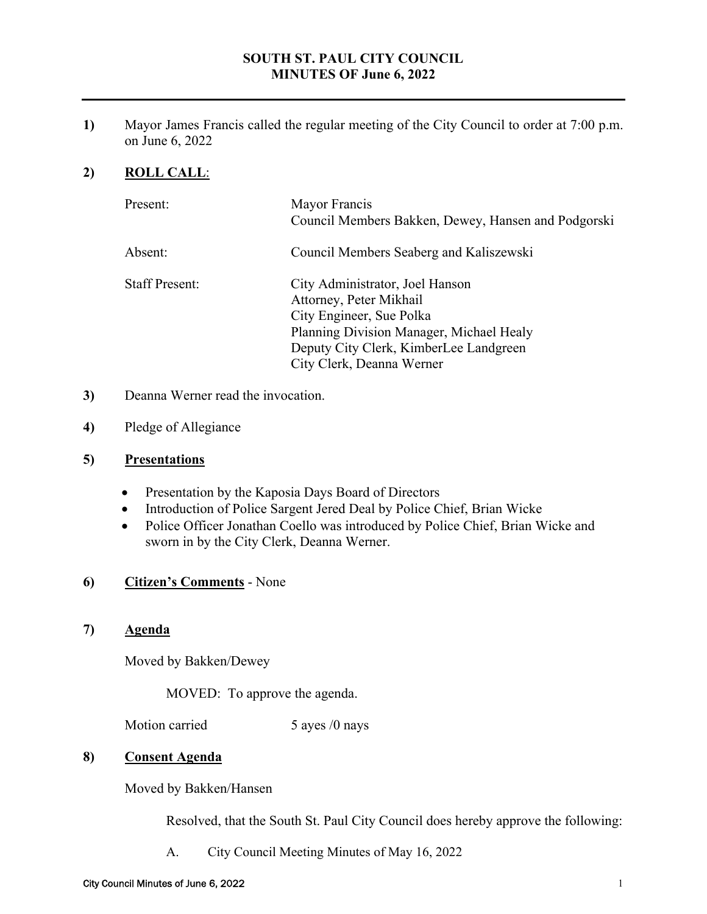# SOUTH ST. PAUL CITY COUNCIL
## MINUTES OF June 6, 2022

**1)** Mayor James Francis called the regular meeting of the City Council to order at 7:00 p.m. on June 6, 2022

**2)** **ROLL CALL**:

| | |
|---|---|
| Present: | Mayor Francis<br>Council Members Bakken, Dewey, Hansen and Podgorski |
| Absent: | Council Members Seaberg and Kaliszewski |
| Staff Present: | City Administrator, Joel Hanson<br>Attorney, Peter Mikhail<br>City Engineer, Sue Polka<br>Planning Division Manager, Michael Healy<br>Deputy City Clerk, KimberLee Landgreen<br>City Clerk, Deanna Werner |

**3)** Deanna Werner read the invocation.

**4)** Pledge of Allegiance

**5)** **Presentations**

- Presentation by the Kaposia Days Board of Directors
- Introduction of Police Sargent Jered Deal by Police Chief, Brian Wicke
- Police Officer Jonathan Coello was introduced by Police Chief, Brian Wicke and sworn in by the City Clerk, Deanna Werner.

**6)** **Citizen's Comments** - None

**7)** **Agenda**

Moved by Bakken/Dewey

MOVED: To approve the agenda.

Motion carried 5 ayes /0 nays

**8)** **Consent Agenda**

Moved by Bakken/Hansen

Resolved, that the South St. Paul City Council does hereby approve the following:

A. City Council Meeting Minutes of May 16, 2022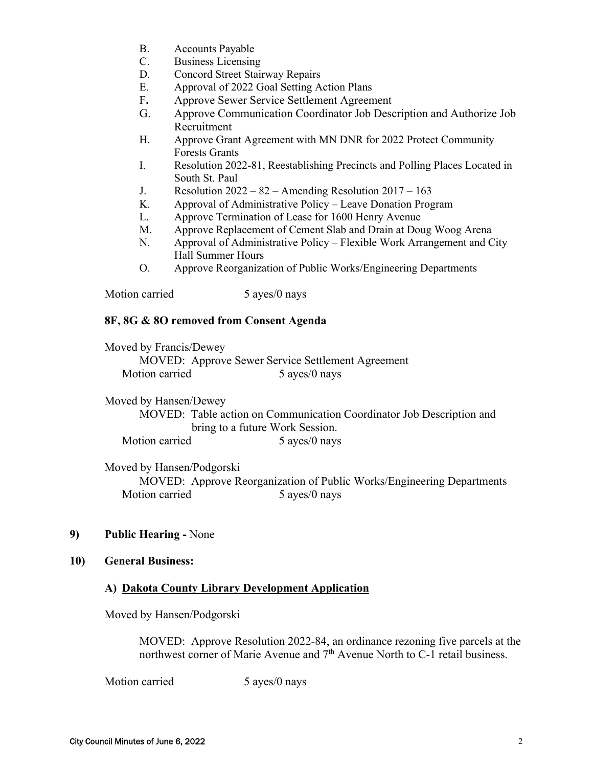B. Accounts Payable
C. Business Licensing
D. Concord Street Stairway Repairs
E. Approval of 2022 Goal Setting Action Plans
F. Approve Sewer Service Settlement Agreement
G. Approve Communication Coordinator Job Description and Authorize Job Recruitment
H. Approve Grant Agreement with MN DNR for 2022 Protect Community Forests Grants
I. Resolution 2022-81, Reestablishing Precincts and Polling Places Located in South St. Paul
J. Resolution 2022 – 82 – Amending Resolution 2017 – 163
K. Approval of Administrative Policy – Leave Donation Program
L. Approve Termination of Lease for 1600 Henry Avenue
M. Approve Replacement of Cement Slab and Drain at Doug Woog Arena
N. Approval of Administrative Policy – Flexible Work Arrangement and City Hall Summer Hours
O. Approve Reorganization of Public Works/Engineering Departments

Motion carried 5 ayes/0 nays

**8F, 8G & 8O removed from Consent Agenda**

Moved by Francis/Dewey

MOVED: Approve Sewer Service Settlement Agreement

Motion carried 5 ayes/0 nays

Moved by Hansen/Dewey

MOVED: Table action on Communication Coordinator Job Description and bring to a future Work Session.

Motion carried 5 ayes/0 nays

Moved by Hansen/Podgorski

MOVED: Approve Reorganization of Public Works/Engineering Departments

Motion carried 5 ayes/0 nays

**9) Public Hearing -** None

**10) General Business:**

**A) Dakota County Library Development Application**

Moved by Hansen/Podgorski

MOVED: Approve Resolution 2022-84, an ordinance rezoning five parcels at the northwest corner of Marie Avenue and 7th Avenue North to C-1 retail business.

Motion carried 5 ayes/0 nays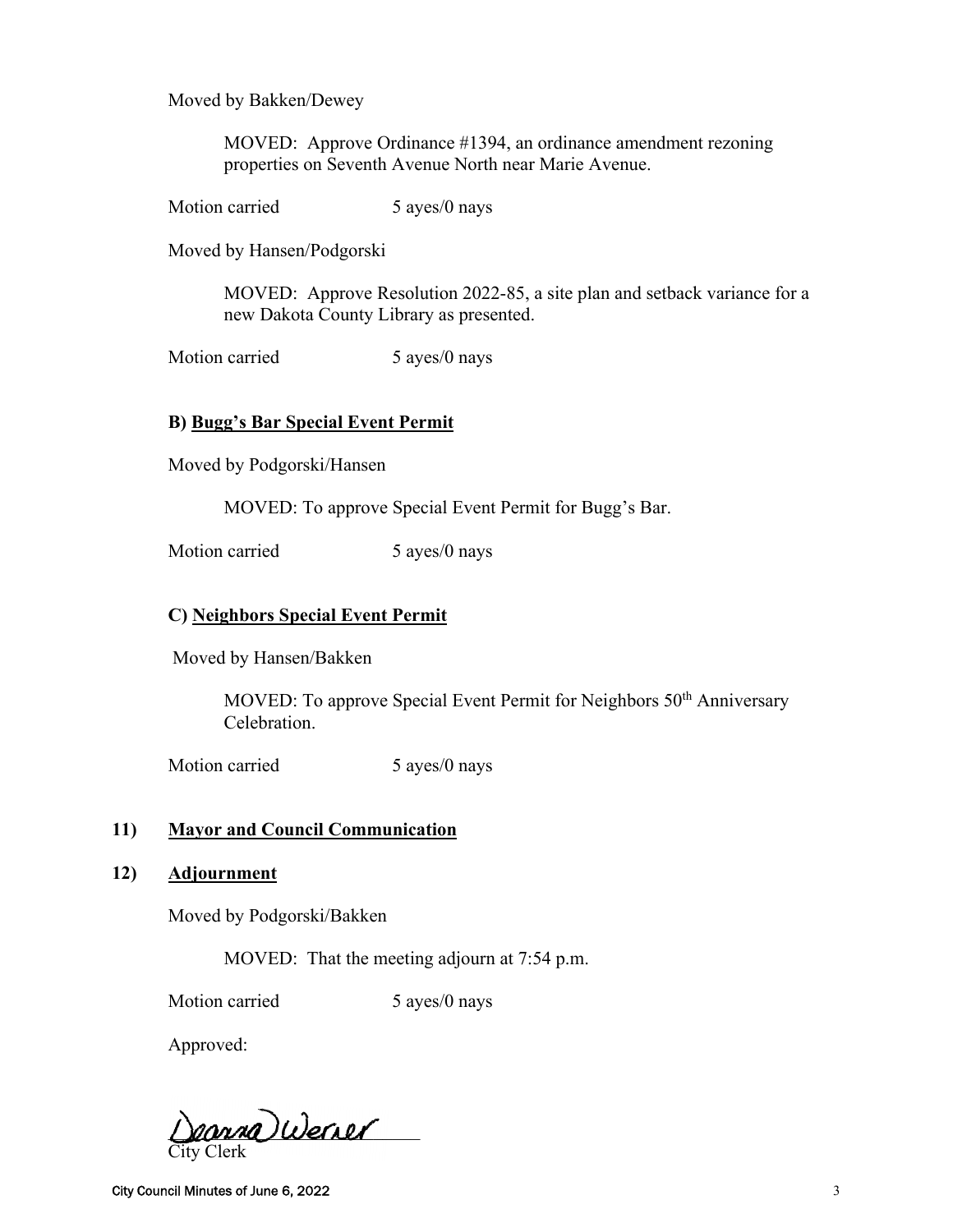Moved by Bakken/Dewey

MOVED: Approve Ordinance #1394, an ordinance amendment rezoning properties on Seventh Avenue North near Marie Avenue.

Motion carried 5 ayes/0 nays

Moved by Hansen/Podgorski

MOVED: Approve Resolution 2022-85, a site plan and setback variance for a new Dakota County Library as presented.

Motion carried 5 ayes/0 nays

**B) Bugg's Bar Special Event Permit**

Moved by Podgorski/Hansen

MOVED: To approve Special Event Permit for Bugg's Bar.

Motion carried 5 ayes/0 nays

**C) Neighbors Special Event Permit**

Moved by Hansen/Bakken

MOVED: To approve Special Event Permit for Neighbors 50th Anniversary Celebration.

Motion carried 5 ayes/0 nays

## 11) Mayor and Council Communication

## 12) Adjournment

Moved by Podgorski/Bakken

MOVED: That the meeting adjourn at 7:54 p.m.

Motion carried 5 ayes/0 nays

Approved:

Deanna Werner

City Clerk